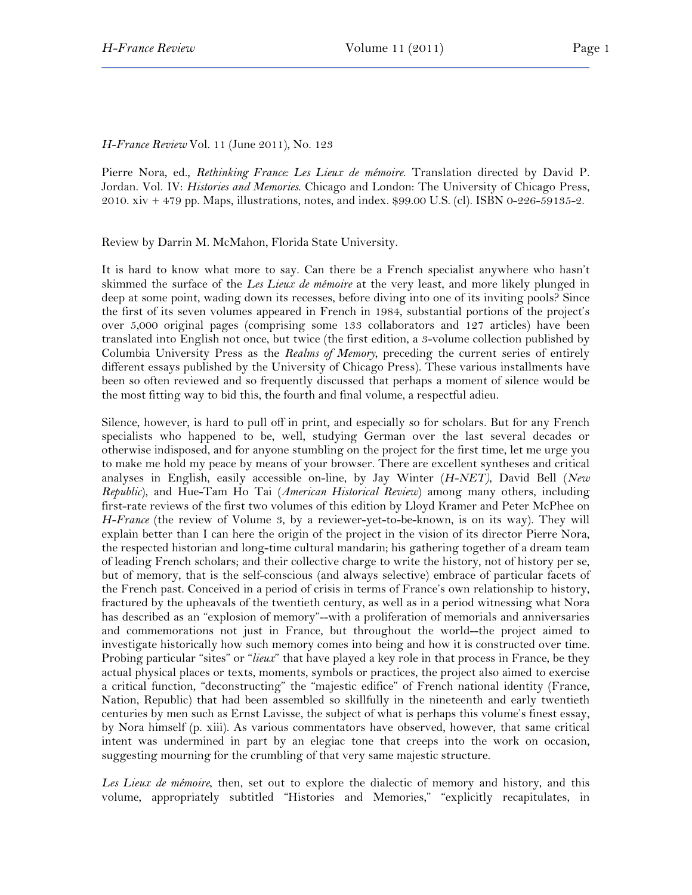*H-France Review* Vol. 11 (June 2011), No. 123

Pierre Nora, ed., *Rethinking France: Les Lieux de mémoire*. Translation directed by David P. Jordan. Vol. IV: *Histories and Memories*. Chicago and London: The University of Chicago Press, 2010. xiv + 479 pp. Maps, illustrations, notes, and index. $99.00 U.S. (cl). ISBN 0-226-59135-2.

Review by Darrin M. McMahon, Florida State University.

It is hard to know what more to say. Can there be a French specialist anywhere who hasn't skimmed the surface of the *Les Lieux de mémoire* at the very least, and more likely plunged in deep at some point, wading down its recesses, before diving into one of its inviting pools? Since the first of its seven volumes appeared in French in 1984, substantial portions of the project's over 5,000 original pages (comprising some 133 collaborators and 127 articles) have been translated into English not once, but twice (the first edition, a 3-volume collection published by Columbia University Press as the *Realms of Memory*, preceding the current series of entirely different essays published by the University of Chicago Press). These various installments have been so often reviewed and so frequently discussed that perhaps a moment of silence would be the most fitting way to bid this, the fourth and final volume, a respectful adieu.

Silence, however, is hard to pull off in print, and especially so for scholars. But for any French specialists who happened to be, well, studying German over the last several decades or otherwise indisposed, and for anyone stumbling on the project for the first time, let me urge you to make me hold my peace by means of your browser. There are excellent syntheses and critical analyses in English, easily accessible on-line, by Jay Winter (*H-NET*), David Bell (*New Republic*), and Hue-Tam Ho Tai (*American Historical Review*) among many others, including first-rate reviews of the first two volumes of this edition by Lloyd Kramer and Peter McPhee on *H-France* (the review of Volume 3, by a reviewer-yet-to-be-known, is on its way). They will explain better than I can here the origin of the project in the vision of its director Pierre Nora, the respected historian and long-time cultural mandarin; his gathering together of a dream team of leading French scholars; and their collective charge to write the history, not of history per se, but of memory, that is the self-conscious (and always selective) embrace of particular facets of the French past. Conceived in a period of crisis in terms of France's own relationship to history, fractured by the upheavals of the twentieth century, as well as in a period witnessing what Nora has described as an "explosion of memory"--with a proliferation of memorials and anniversaries and commemorations not just in France, but throughout the world--the project aimed to investigate historically how such memory comes into being and how it is constructed over time. Probing particular "sites" or "*lieux*" that have played a key role in that process in France, be they actual physical places or texts, moments, symbols or practices, the project also aimed to exercise a critical function, "deconstructing" the "majestic edifice" of French national identity (France, Nation, Republic) that had been assembled so skillfully in the nineteenth and early twentieth centuries by men such as Ernst Lavisse, the subject of what is perhaps this volume's finest essay, by Nora himself (p. xiii). As various commentators have observed, however, that same critical intent was undermined in part by an elegiac tone that creeps into the work on occasion, suggesting mourning for the crumbling of that very same majestic structure.

*Les Lieux de mémoire*, then, set out to explore the dialectic of memory and history, and this volume, appropriately subtitled "Histories and Memories," "explicitly recapitulates, in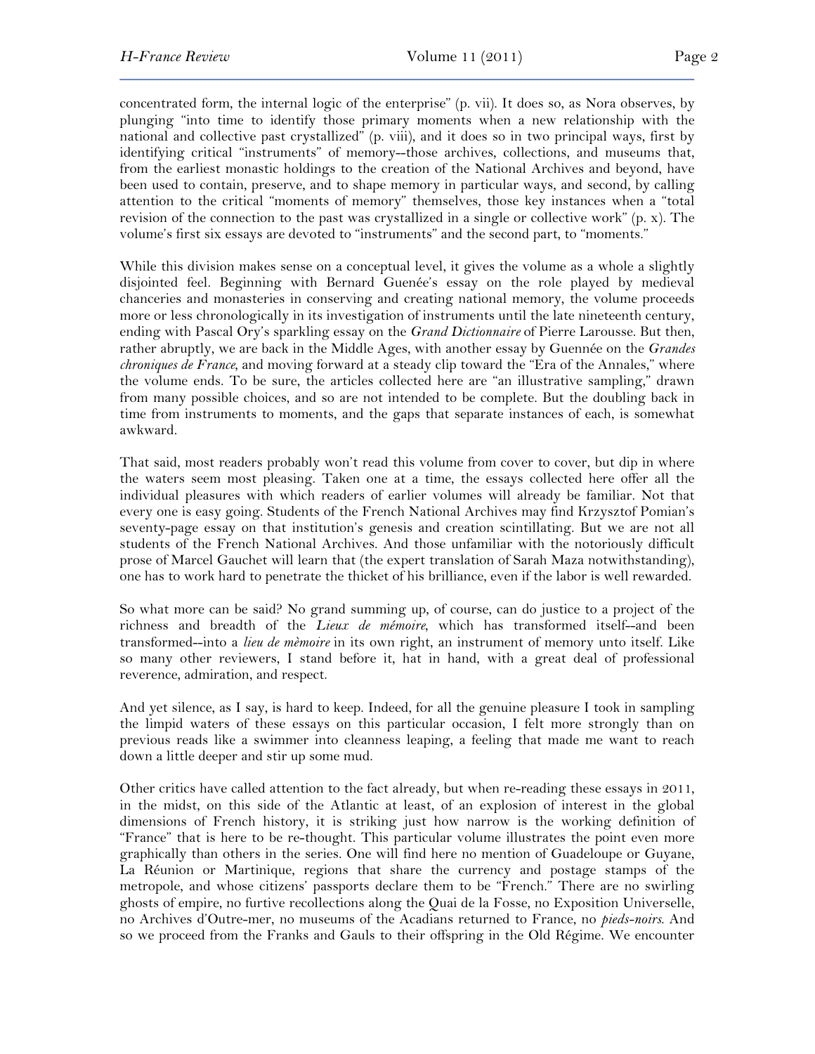concentrated form, the internal logic of the enterprise" (p. vii). It does so, as Nora observes, by plunging "into time to identify those primary moments when a new relationship with the national and collective past crystallized" (p. viii), and it does so in two principal ways, first by identifying critical "instruments" of memory--those archives, collections, and museums that, from the earliest monastic holdings to the creation of the National Archives and beyond, have been used to contain, preserve, and to shape memory in particular ways, and second, by calling attention to the critical "moments of memory" themselves, those key instances when a "total revision of the connection to the past was crystallized in a single or collective work" (p. x). The volume's first six essays are devoted to "instruments" and the second part, to "moments."

While this division makes sense on a conceptual level, it gives the volume as a whole a slightly disjointed feel. Beginning with Bernard Guenée's essay on the role played by medieval chanceries and monasteries in conserving and creating national memory, the volume proceeds more or less chronologically in its investigation of instruments until the late nineteenth century, ending with Pascal Ory's sparkling essay on the *Grand Dictionnaire* of Pierre Larousse. But then, rather abruptly, we are back in the Middle Ages, with another essay by Guennée on the *Grandes chroniques de France*, and moving forward at a steady clip toward the "Era of the Annales," where the volume ends. To be sure, the articles collected here are "an illustrative sampling," drawn from many possible choices, and so are not intended to be complete. But the doubling back in time from instruments to moments, and the gaps that separate instances of each, is somewhat awkward.

That said, most readers probably won't read this volume from cover to cover, but dip in where the waters seem most pleasing. Taken one at a time, the essays collected here offer all the individual pleasures with which readers of earlier volumes will already be familiar. Not that every one is easy going. Students of the French National Archives may find Krzysztof Pomian's seventy-page essay on that institution's genesis and creation scintillating. But we are not all students of the French National Archives. And those unfamiliar with the notoriously difficult prose of Marcel Gauchet will learn that (the expert translation of Sarah Maza notwithstanding), one has to work hard to penetrate the thicket of his brilliance, even if the labor is well rewarded.

So what more can be said? No grand summing up, of course, can do justice to a project of the richness and breadth of the *Lieux de mémoire*, which has transformed itself--and been transformed--into a *lieu de mèmoire* in its own right, an instrument of memory unto itself. Like so many other reviewers, I stand before it, hat in hand, with a great deal of professional reverence, admiration, and respect.

And yet silence, as I say, is hard to keep. Indeed, for all the genuine pleasure I took in sampling the limpid waters of these essays on this particular occasion, I felt more strongly than on previous reads like a swimmer into cleanness leaping, a feeling that made me want to reach down a little deeper and stir up some mud.

Other critics have called attention to the fact already, but when re-reading these essays in 2011, in the midst, on this side of the Atlantic at least, of an explosion of interest in the global dimensions of French history, it is striking just how narrow is the working definition of "France" that is here to be re-thought. This particular volume illustrates the point even more graphically than others in the series. One will find here no mention of Guadeloupe or Guyane, La Réunion or Martinique, regions that share the currency and postage stamps of the metropole, and whose citizens' passports declare them to be "French." There are no swirling ghosts of empire, no furtive recollections along the Quai de la Fosse, no Exposition Universelle, no Archives d'Outre-mer, no museums of the Acadians returned to France, no *pieds-noirs*. And so we proceed from the Franks and Gauls to their offspring in the Old Régime. We encounter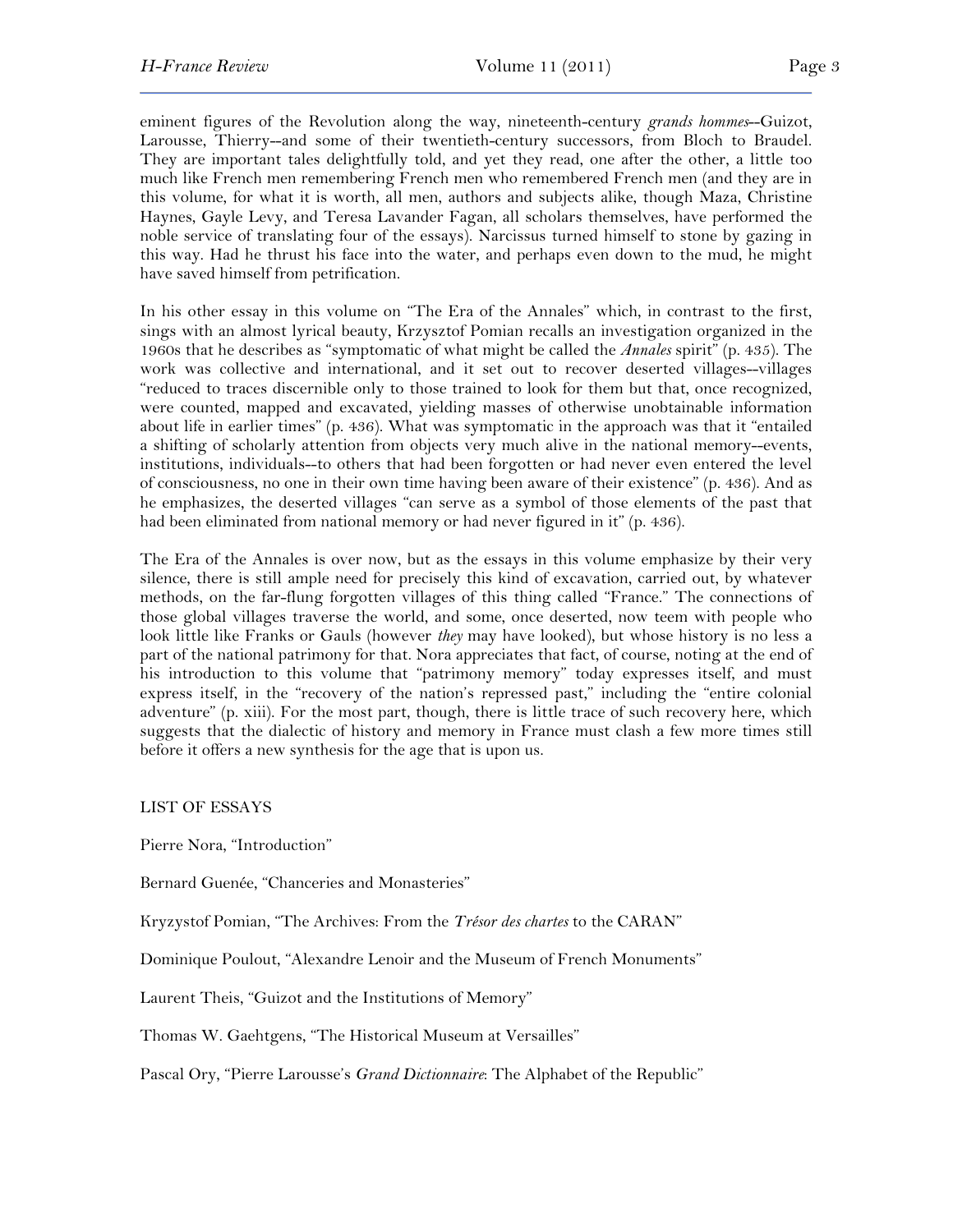eminent figures of the Revolution along the way, nineteenth-century *grands hommes*--Guizot, Larousse, Thierry--and some of their twentieth-century successors, from Bloch to Braudel. They are important tales delightfully told, and yet they read, one after the other, a little too much like French men remembering French men who remembered French men (and they are in this volume, for what it is worth, all men, authors and subjects alike, though Maza, Christine Haynes, Gayle Levy, and Teresa Lavander Fagan, all scholars themselves, have performed the noble service of translating four of the essays). Narcissus turned himself to stone by gazing in this way. Had he thrust his face into the water, and perhaps even down to the mud, he might have saved himself from petrification.

In his other essay in this volume on "The Era of the Annales" which, in contrast to the first, sings with an almost lyrical beauty, Krzysztof Pomian recalls an investigation organized in the 1960s that he describes as "symptomatic of what might be called the *Annales* spirit" (p. 435). The work was collective and international, and it set out to recover deserted villages--villages "reduced to traces discernible only to those trained to look for them but that, once recognized, were counted, mapped and excavated, yielding masses of otherwise unobtainable information about life in earlier times" (p. 436). What was symptomatic in the approach was that it "entailed a shifting of scholarly attention from objects very much alive in the national memory--events, institutions, individuals--to others that had been forgotten or had never even entered the level of consciousness, no one in their own time having been aware of their existence" (p. 436). And as he emphasizes, the deserted villages "can serve as a symbol of those elements of the past that had been eliminated from national memory or had never figured in it" (p. 436).

The Era of the Annales is over now, but as the essays in this volume emphasize by their very silence, there is still ample need for precisely this kind of excavation, carried out, by whatever methods, on the far-flung forgotten villages of this thing called "France." The connections of those global villages traverse the world, and some, once deserted, now teem with people who look little like Franks or Gauls (however *they* may have looked), but whose history is no less a part of the national patrimony for that. Nora appreciates that fact, of course, noting at the end of his introduction to this volume that "patrimony memory" today expresses itself, and must express itself, in the "recovery of the nation's repressed past," including the "entire colonial adventure" (p. xiii). For the most part, though, there is little trace of such recovery here, which suggests that the dialectic of history and memory in France must clash a few more times still before it offers a new synthesis for the age that is upon us.

LIST OF ESSAYS

Pierre Nora, "Introduction"

Bernard Guenée, "Chanceries and Monasteries"

Kryzystof Pomian, "The Archives: From the *Trésor des chartes* to the CARAN"

Dominique Poulout, "Alexandre Lenoir and the Museum of French Monuments"

Laurent Theis, "Guizot and the Institutions of Memory"

Thomas W. Gaehtgens, "The Historical Museum at Versailles"

Pascal Ory, "Pierre Larousse's *Grand Dictionnaire*: The Alphabet of the Republic"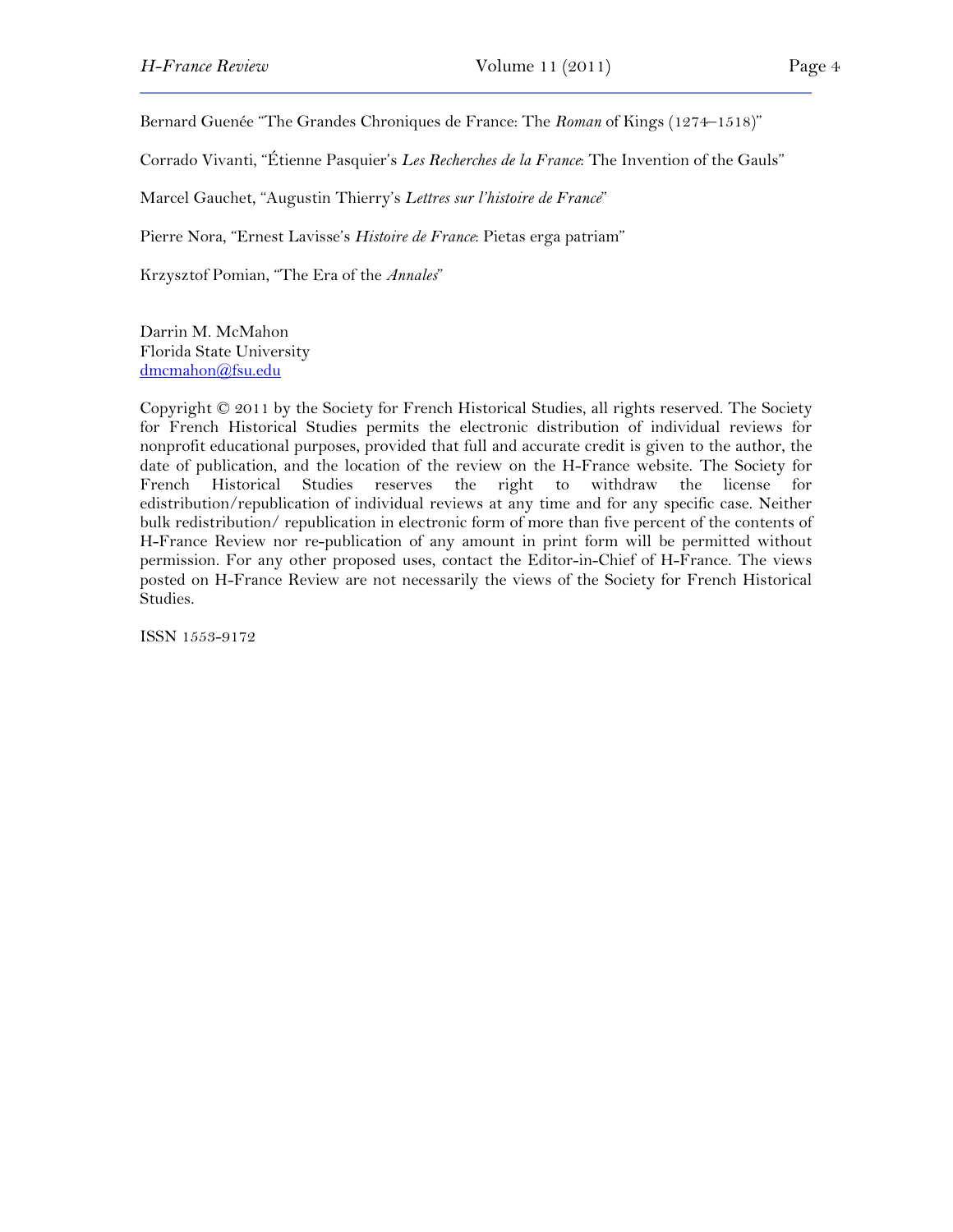Bernard Guenée "The Grandes Chroniques de France: The *Roman* of Kings (1274–1518)"

Corrado Vivanti, "Étienne Pasquier's *Les Recherches de la France*: The Invention of the Gauls"

Marcel Gauchet, "Augustin Thierry's *Lettres sur l'histoire de France*"

Pierre Nora, "Ernest Lavisse's *Histoire de France*: Pietas erga patriam"

Krzysztof Pomian, "The Era of the *Annales*"

Darrin M. McMahon
Florida State University
dmcmahon@fsu.edu

Copyright © 2011 by the Society for French Historical Studies, all rights reserved. The Society for French Historical Studies permits the electronic distribution of individual reviews for nonprofit educational purposes, provided that full and accurate credit is given to the author, the date of publication, and the location of the review on the H-France website. The Society for French Historical Studies reserves the right to withdraw the license for edistribution/republication of individual reviews at any time and for any specific case. Neither bulk redistribution/ republication in electronic form of more than five percent of the contents of H-France Review nor re-publication of any amount in print form will be permitted without permission. For any other proposed uses, contact the Editor-in-Chief of H-France. The views posted on H-France Review are not necessarily the views of the Society for French Historical Studies.

ISSN 1553-9172